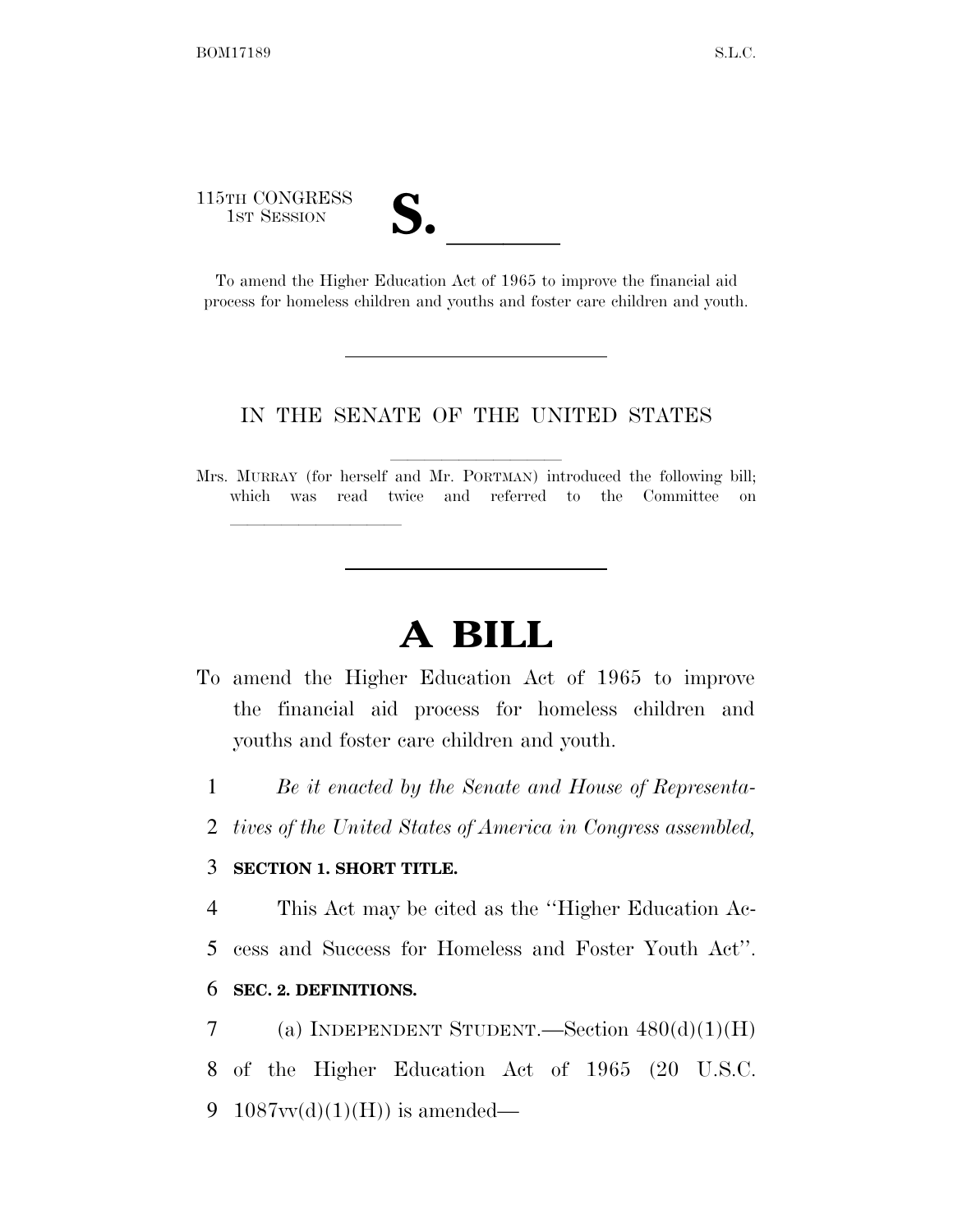115TH CONGRESS
1ST SESSION

# S. \_\_\_\_\_\_

To amend the Higher Education Act of 1965 to improve the financial aid process for homeless children and youths and foster care children and youth.

IN THE SENATE OF THE UNITED STATES

Mrs. MURRAY (for herself and Mr. PORTMAN) introduced the following bill; which was read twice and referred to the Committee on \_\_\_\_\_\_\_\_\_\_\_\_\_\_\_\_

# A BILL

To amend the Higher Education Act of 1965 to improve the financial aid process for homeless children and youths and foster care children and youth.

1 *Be it enacted by the Senate and House of Representa-*
2 *tives of the United States of America in Congress assembled,*

3 **SECTION 1. SHORT TITLE.**

4 This Act may be cited as the ''Higher Education Ac-
5 cess and Success for Homeless and Foster Youth Act''.

6 **SEC. 2. DEFINITIONS.**

7 (a) INDEPENDENT STUDENT.—Section 480(d)(1)(H)
8 of the Higher Education Act of 1965 (20 U.S.C.
9 1087vv(d)(1)(H)) is amended—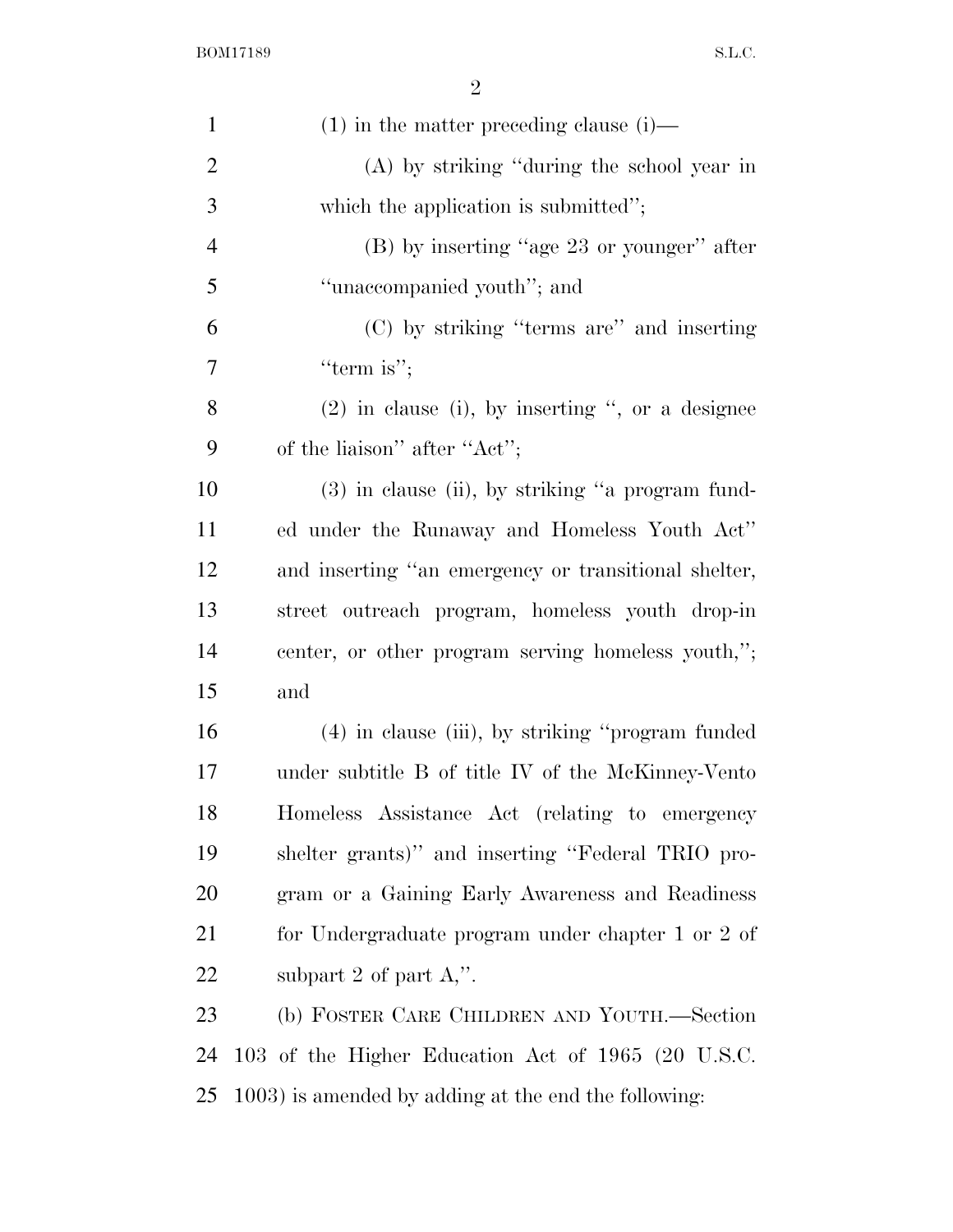(1) in the matter preceding clause (i)—

(A) by striking "during the school year in which the application is submitted";

(B) by inserting "age 23 or younger" after "unaccompanied youth"; and

(C) by striking "terms are" and inserting "term is";

(2) in clause (i), by inserting ", or a designee of the liaison" after "Act";

(3) in clause (ii), by striking "a program funded under the Runaway and Homeless Youth Act" and inserting "an emergency or transitional shelter, street outreach program, homeless youth drop-in center, or other program serving homeless youth,"; and

(4) in clause (iii), by striking "program funded under subtitle B of title IV of the McKinney-Vento Homeless Assistance Act (relating to emergency shelter grants)" and inserting "Federal TRIO program or a Gaining Early Awareness and Readiness for Undergraduate program under chapter 1 or 2 of subpart 2 of part A,".

(b) FOSTER CARE CHILDREN AND YOUTH.—Section 103 of the Higher Education Act of 1965 (20 U.S.C. 1003) is amended by adding at the end the following: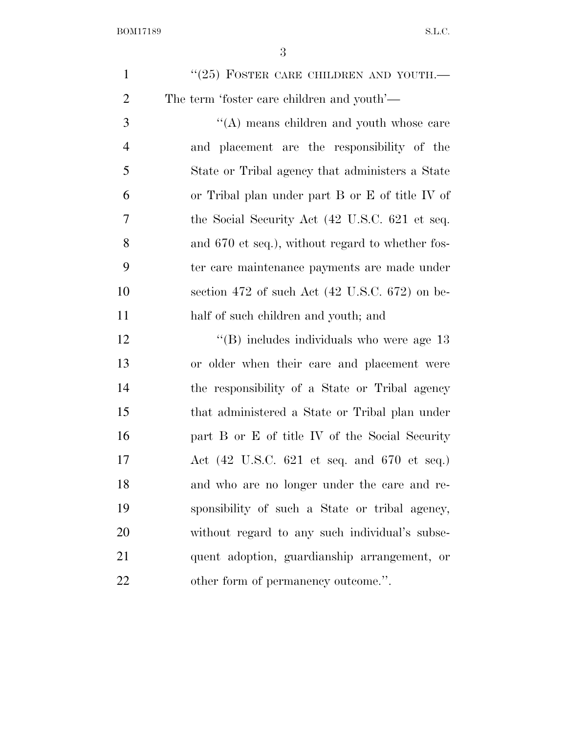"(25) FOSTER CARE CHILDREN AND YOUTH.— The term 'foster care children and youth'—

"(A) means children and youth whose care and placement are the responsibility of the State or Tribal agency that administers a State or Tribal plan under part B or E of title IV of the Social Security Act (42 U.S.C. 621 et seq. and 670 et seq.), without regard to whether foster care maintenance payments are made under section 472 of such Act (42 U.S.C. 672) on behalf of such children and youth; and

"(B) includes individuals who were age 13 or older when their care and placement were the responsibility of a State or Tribal agency that administered a State or Tribal plan under part B or E of title IV of the Social Security Act (42 U.S.C. 621 et seq. and 670 et seq.) and who are no longer under the care and responsibility of such a State or tribal agency, without regard to any such individual's subsequent adoption, guardianship arrangement, or other form of permanency outcome.".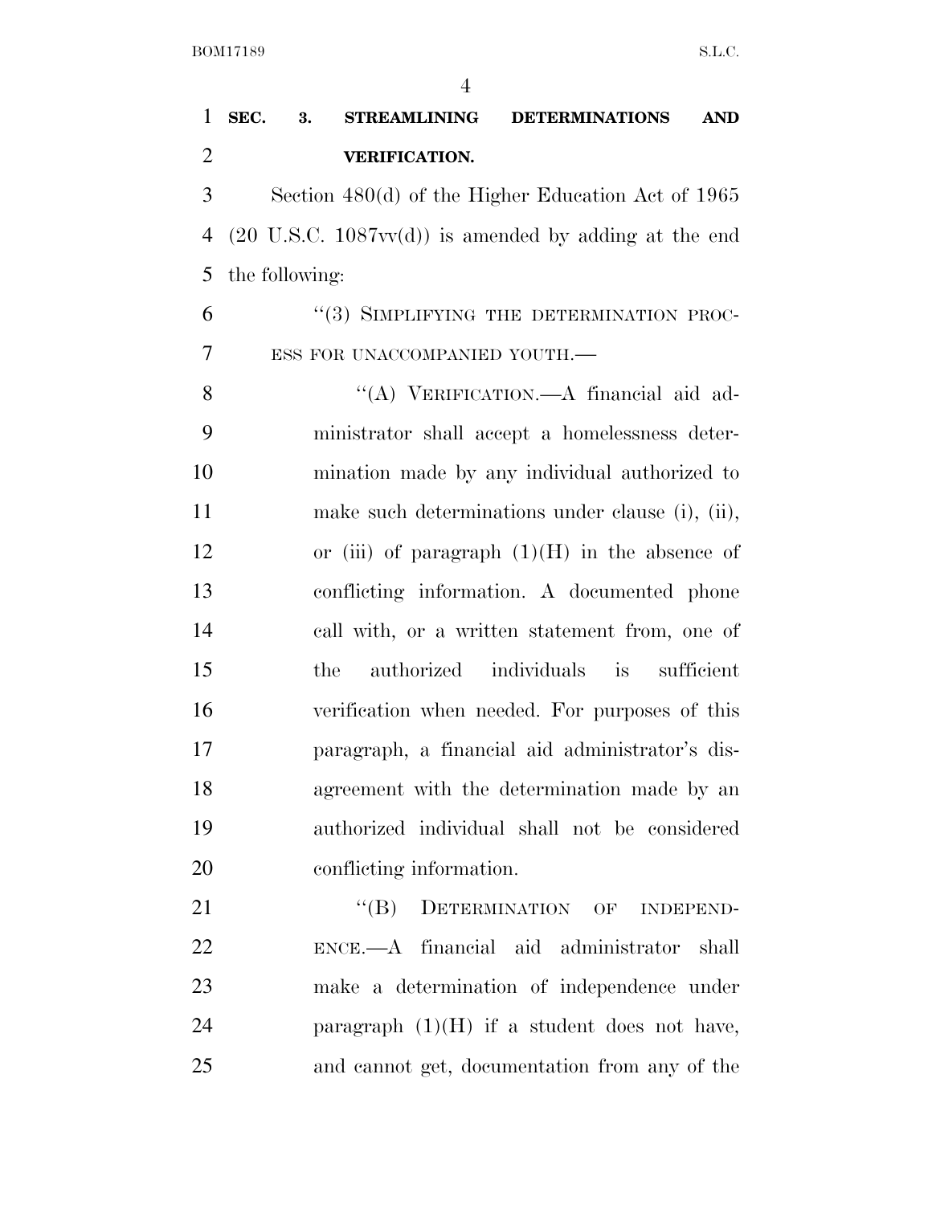**SEC. 3. STREAMLINING DETERMINATIONS AND VERIFICATION.**

Section 480(d) of the Higher Education Act of 1965 (20 U.S.C. 1087vv(d)) is amended by adding at the end the following:

"(3) SIMPLIFYING THE DETERMINATION PROCESS FOR UNACCOMPANIED YOUTH.—

"(A) VERIFICATION.—A financial aid administrator shall accept a homelessness determination made by any individual authorized to make such determinations under clause (i), (ii), or (iii) of paragraph (1)(H) in the absence of conflicting information. A documented phone call with, or a written statement from, one of the authorized individuals is sufficient verification when needed. For purposes of this paragraph, a financial aid administrator's disagreement with the determination made by an authorized individual shall not be considered conflicting information.

"(B) DETERMINATION OF INDEPENDENCE.—A financial aid administrator shall make a determination of independence under paragraph (1)(H) if a student does not have, and cannot get, documentation from any of the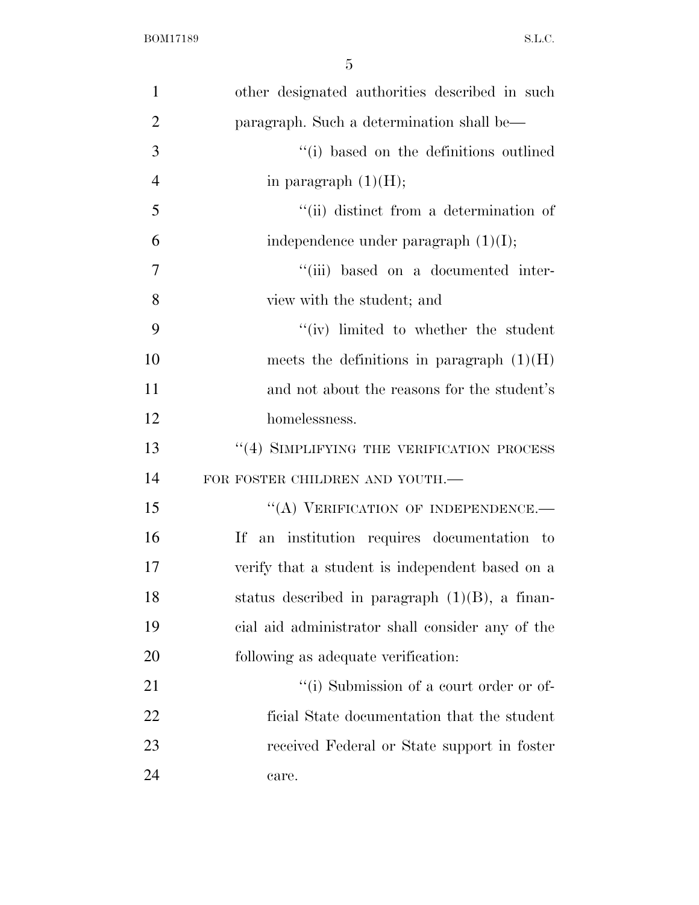other designated authorities described in such paragraph. Such a determination shall be—

''(i) based on the definitions outlined in paragraph (1)(H);

''(ii) distinct from a determination of independence under paragraph (1)(I);

''(iii) based on a documented interview with the student; and

''(iv) limited to whether the student meets the definitions in paragraph (1)(H) and not about the reasons for the student's homelessness.

''(4) SIMPLIFYING THE VERIFICATION PROCESS FOR FOSTER CHILDREN AND YOUTH.—

''(A) VERIFICATION OF INDEPENDENCE.— If an institution requires documentation to verify that a student is independent based on a status described in paragraph (1)(B), a financial aid administrator shall consider any of the following as adequate verification:

''(i) Submission of a court order or official State documentation that the student received Federal or State support in foster care.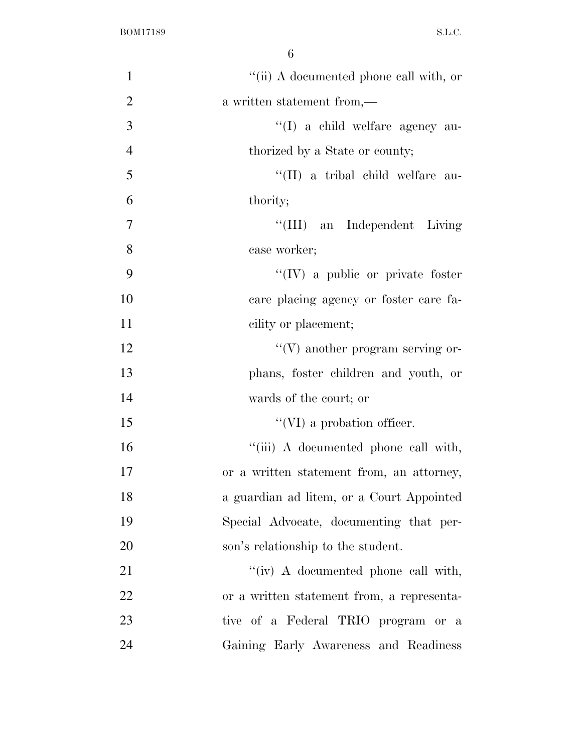''(ii) A documented phone call with, or a written statement from,—

''(I) a child welfare agency authorized by a State or county;

''(II) a tribal child welfare authority;

''(III) an Independent Living case worker;

''(IV) a public or private foster care placing agency or foster care facility or placement;

''(V) another program serving orphans, foster children and youth, or wards of the court; or

''(VI) a probation officer.

''(iii) A documented phone call with, or a written statement from, an attorney, a guardian ad litem, or a Court Appointed Special Advocate, documenting that person's relationship to the student.

''(iv) A documented phone call with, or a written statement from, a representative of a Federal TRIO program or a Gaining Early Awareness and Readiness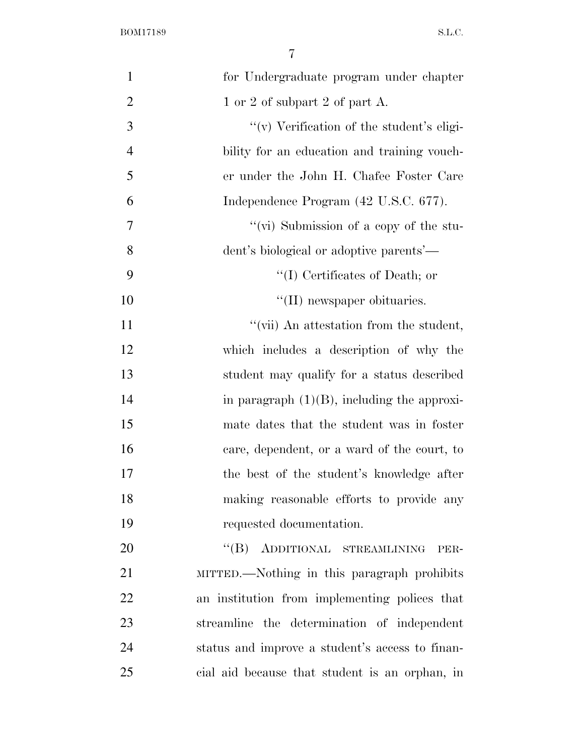for Undergraduate program under chapter 1 or 2 of subpart 2 of part A.

''(v) Verification of the student's eligibility for an education and training voucher under the John H. Chafee Foster Care Independence Program (42 U.S.C. 677).

''(vi) Submission of a copy of the student's biological or adoptive parents'—

''(I) Certificates of Death; or

''(II) newspaper obituaries.

''(vii) An attestation from the student, which includes a description of why the student may qualify for a status described in paragraph (1)(B), including the approximate dates that the student was in foster care, dependent, or a ward of the court, to the best of the student's knowledge after making reasonable efforts to provide any requested documentation.

''(B) ADDITIONAL STREAMLINING PERMITTED.—Nothing in this paragraph prohibits an institution from implementing polices that streamline the determination of independent status and improve a student's access to financial aid because that student is an orphan, in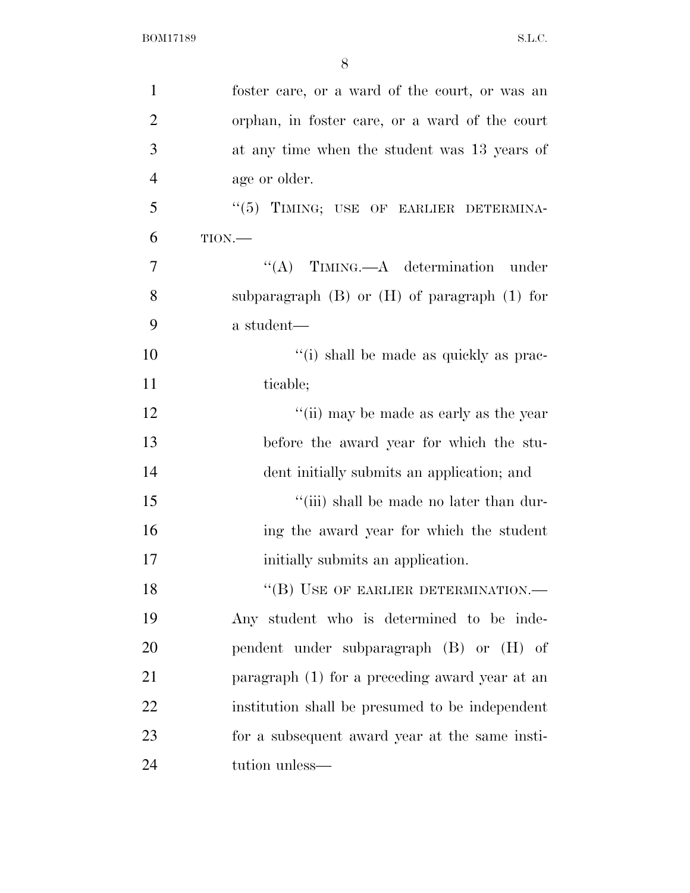foster care, or a ward of the court, or was an orphan, in foster care, or a ward of the court at any time when the student was 13 years of age or older.

"(5) TIMING; USE OF EARLIER DETERMINATION.—

"(A) TIMING.—A determination under subparagraph (B) or (H) of paragraph (1) for a student—

"(i) shall be made as quickly as practicable;

"(ii) may be made as early as the year before the award year for which the student initially submits an application; and

"(iii) shall be made no later than during the award year for which the student initially submits an application.

"(B) USE OF EARLIER DETERMINATION.— Any student who is determined to be independent under subparagraph (B) or (H) of paragraph (1) for a preceding award year at an institution shall be presumed to be independent for a subsequent award year at the same institution unless—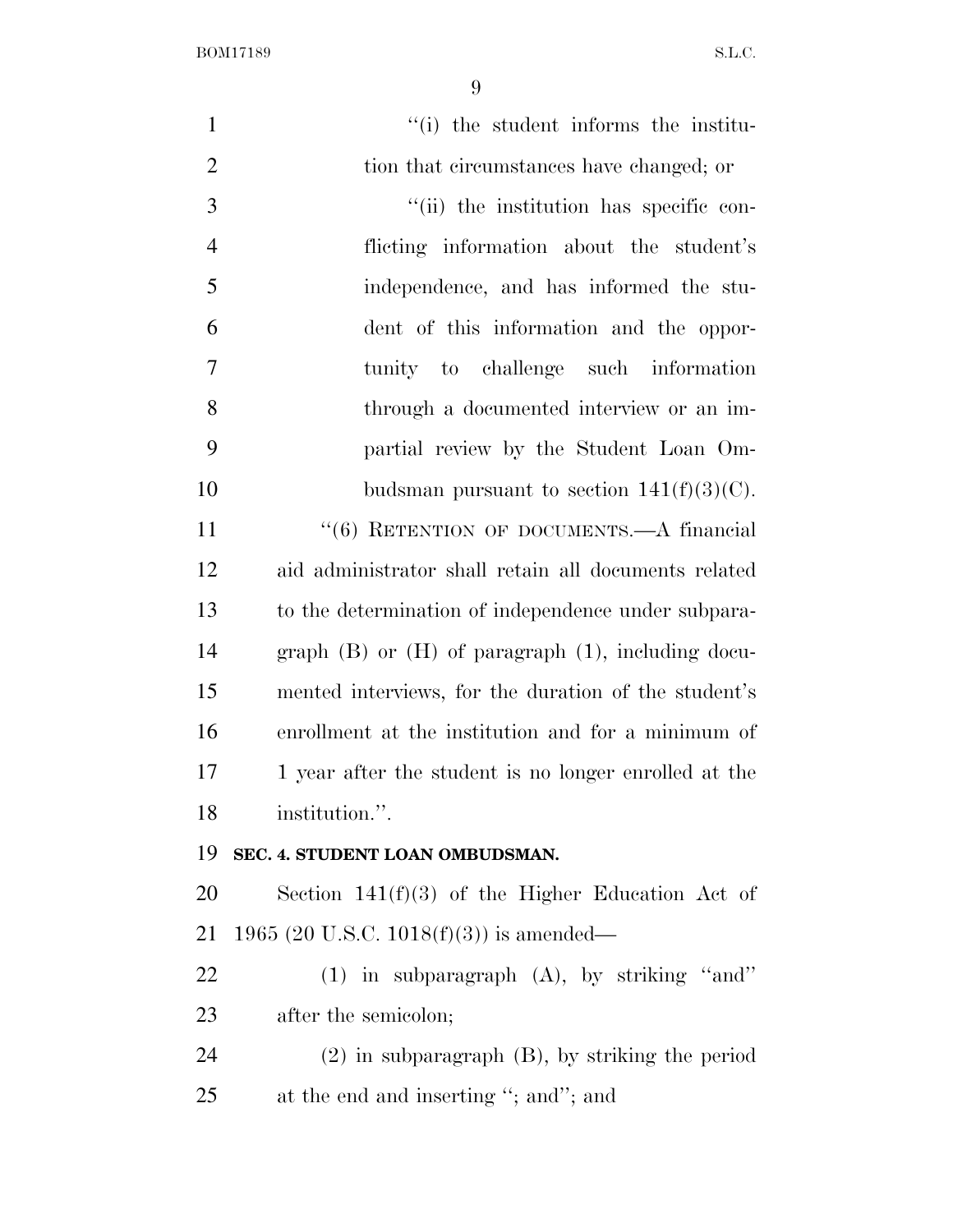"(i) the student informs the institution that circumstances have changed; or

"(ii) the institution has specific conflicting information about the student's independence, and has informed the student of this information and the opportunity to challenge such information through a documented interview or an impartial review by the Student Loan Ombudsman pursuant to section 141(f)(3)(C).

"(6) RETENTION OF DOCUMENTS.—A financial aid administrator shall retain all documents related to the determination of independence under subparagraph (B) or (H) of paragraph (1), including documented interviews, for the duration of the student's enrollment at the institution and for a minimum of 1 year after the student is no longer enrolled at the institution.".

**SEC. 4. STUDENT LOAN OMBUDSMAN.**

Section 141(f)(3) of the Higher Education Act of 1965 (20 U.S.C. 1018(f)(3)) is amended—

(1) in subparagraph (A), by striking "and" after the semicolon;

(2) in subparagraph (B), by striking the period at the end and inserting "; and"; and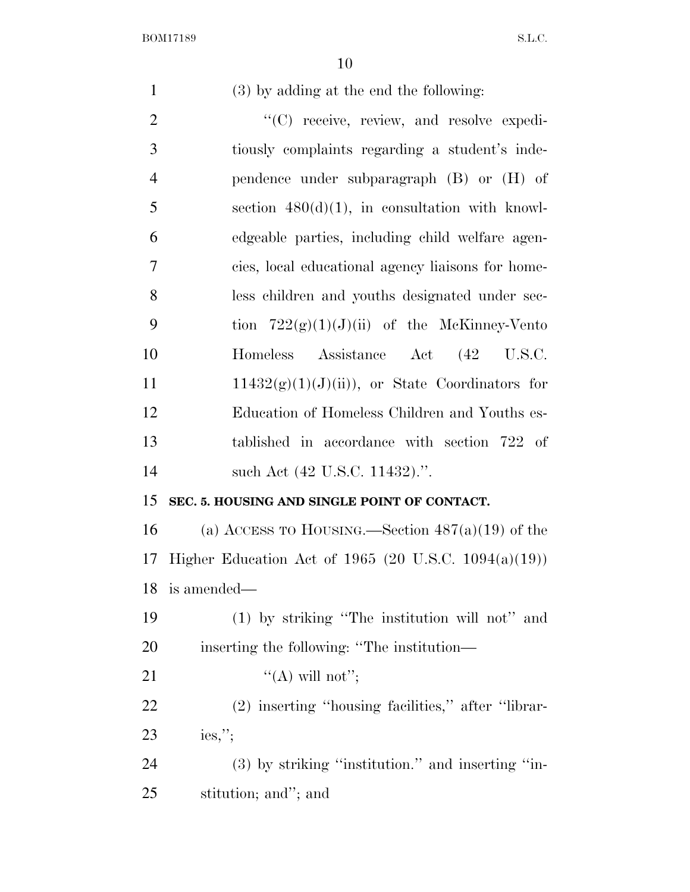(3) by adding at the end the following:

''(C) receive, review, and resolve expeditiously complaints regarding a student's independence under subparagraph (B) or (H) of section 480(d)(1), in consultation with knowledgeable parties, including child welfare agencies, local educational agency liaisons for homeless children and youths designated under section 722(g)(1)(J)(ii) of the McKinney-Vento Homeless Assistance Act (42 U.S.C. 11432(g)(1)(J)(ii)), or State Coordinators for Education of Homeless Children and Youths established in accordance with section 722 of such Act (42 U.S.C. 11432).''.

**SEC. 5. HOUSING AND SINGLE POINT OF CONTACT.**

(a) ACCESS TO HOUSING.—Section 487(a)(19) of the Higher Education Act of 1965 (20 U.S.C. 1094(a)(19)) is amended—

(1) by striking ''The institution will not'' and inserting the following: ''The institution—

''(A) will not'';

(2) inserting ''housing facilities,'' after ''libraries,'';

(3) by striking ''institution.'' and inserting ''institution; and''; and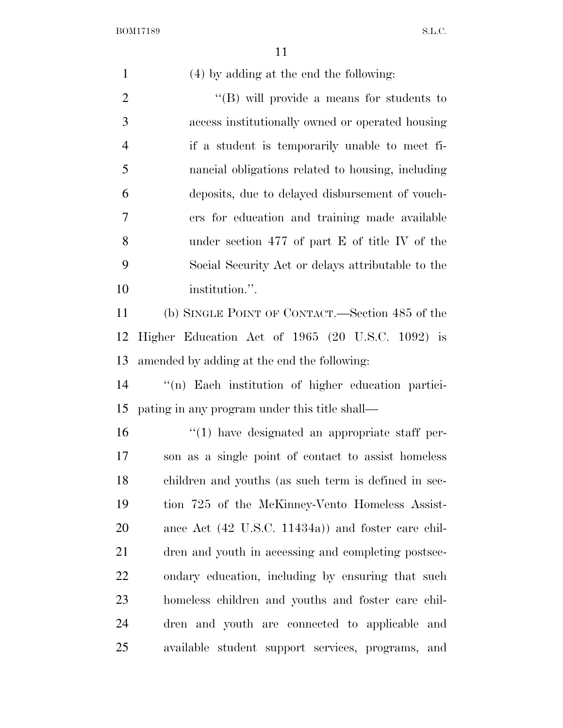(4) by adding at the end the following:

"(B) will provide a means for students to access institutionally owned or operated housing if a student is temporarily unable to meet financial obligations related to housing, including deposits, due to delayed disbursement of vouchers for education and training made available under section 477 of part E of title IV of the Social Security Act or delays attributable to the institution.".

(b) SINGLE POINT OF CONTACT.—Section 485 of the Higher Education Act of 1965 (20 U.S.C. 1092) is amended by adding at the end the following:

"(n) Each institution of higher education participating in any program under this title shall—

"(1) have designated an appropriate staff person as a single point of contact to assist homeless children and youths (as such term is defined in section 725 of the McKinney-Vento Homeless Assistance Act (42 U.S.C. 11434a)) and foster care children and youth in accessing and completing postsecondary education, including by ensuring that such homeless children and youths and foster care children and youth are connected to applicable and available student support services, programs, and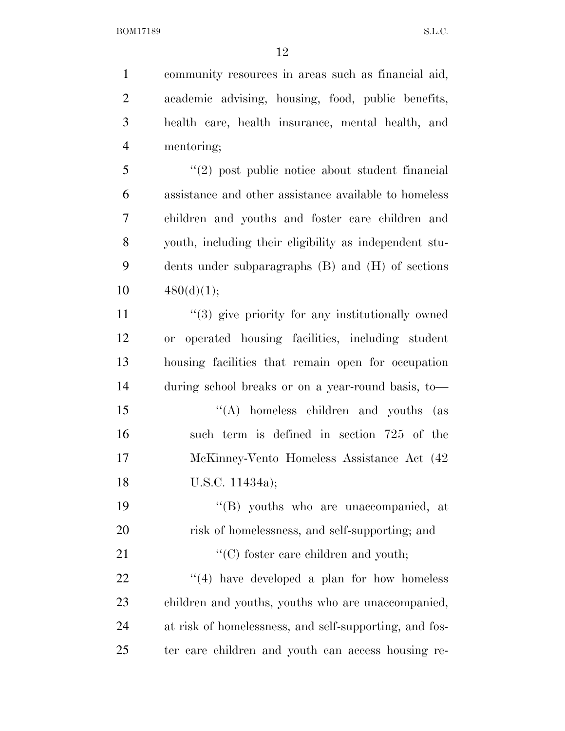community resources in areas such as financial aid, academic advising, housing, food, public benefits, health care, health insurance, mental health, and mentoring;

''(2) post public notice about student financial assistance and other assistance available to homeless children and youths and foster care children and youth, including their eligibility as independent students under subparagraphs (B) and (H) of sections 480(d)(1);

''(3) give priority for any institutionally owned or operated housing facilities, including student housing facilities that remain open for occupation during school breaks or on a year-round basis, to—

''(A) homeless children and youths (as such term is defined in section 725 of the McKinney-Vento Homeless Assistance Act (42 U.S.C. 11434a);

''(B) youths who are unaccompanied, at risk of homelessness, and self-supporting; and

''(C) foster care children and youth;

''(4) have developed a plan for how homeless children and youths, youths who are unaccompanied, at risk of homelessness, and self-supporting, and foster care children and youth can access housing re-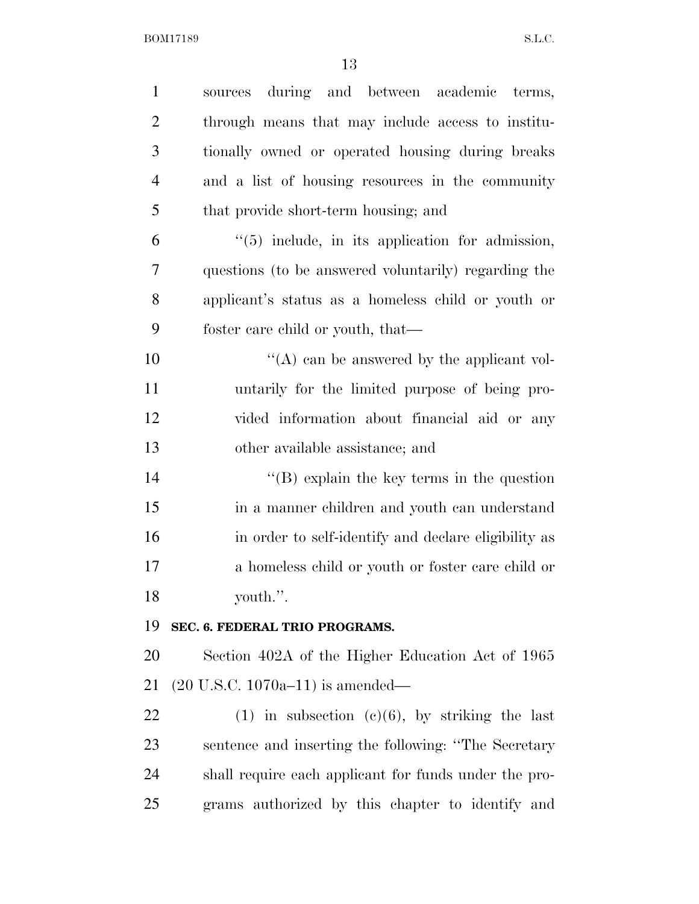sources during and between academic terms, through means that may include access to institutionally owned or operated housing during breaks and a list of housing resources in the community that provide short-term housing; and

''(5) include, in its application for admission, questions (to be answered voluntarily) regarding the applicant's status as a homeless child or youth or foster care child or youth, that—

''(A) can be answered by the applicant voluntarily for the limited purpose of being provided information about financial aid or any other available assistance; and

''(B) explain the key terms in the question in a manner children and youth can understand in order to self-identify and declare eligibility as a homeless child or youth or foster care child or youth.''.

**SEC. 6. FEDERAL TRIO PROGRAMS.**

Section 402A of the Higher Education Act of 1965 (20 U.S.C. 1070a–11) is amended—

(1) in subsection (c)(6), by striking the last sentence and inserting the following: ''The Secretary shall require each applicant for funds under the programs authorized by this chapter to identify and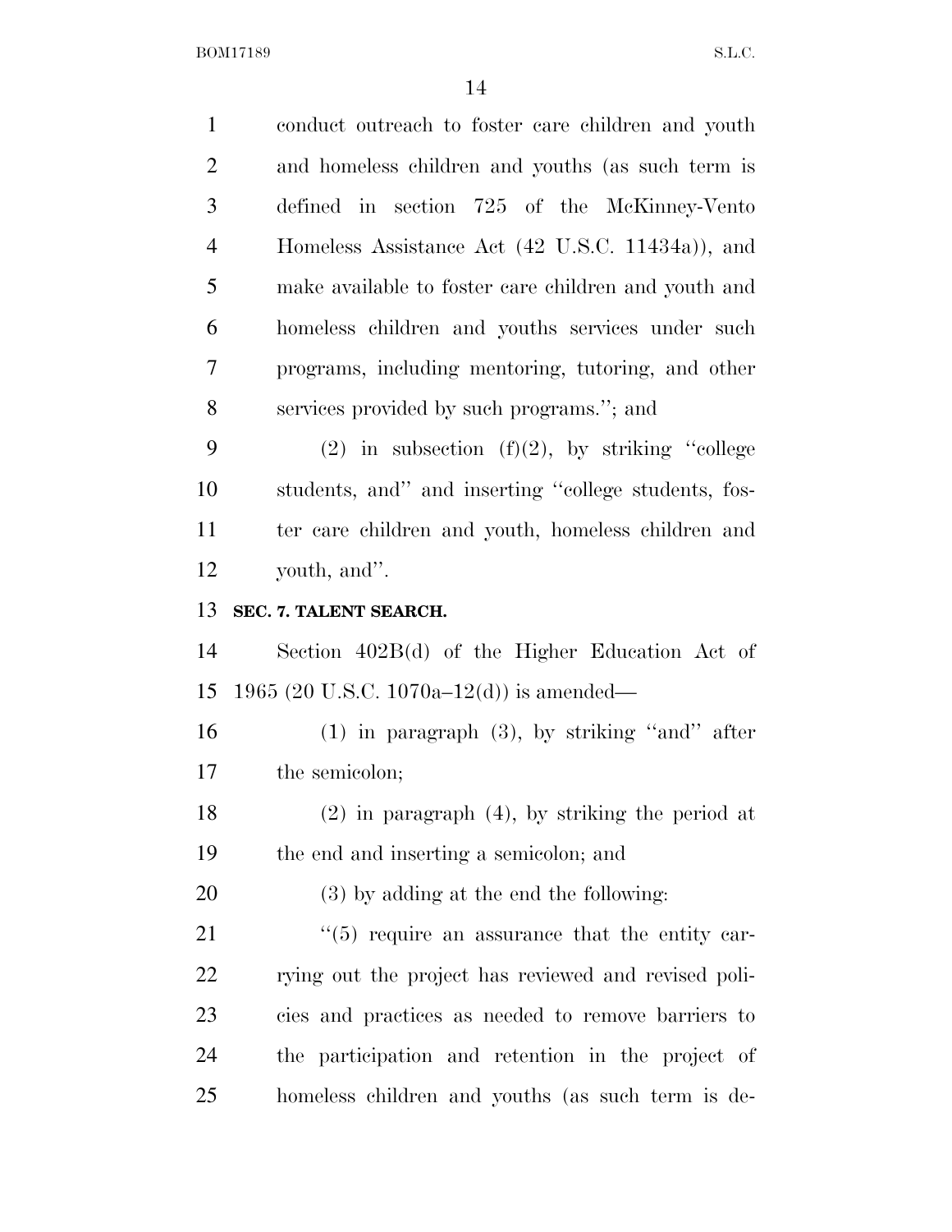conduct outreach to foster care children and youth and homeless children and youths (as such term is defined in section 725 of the McKinney-Vento Homeless Assistance Act (42 U.S.C. 11434a)), and make available to foster care children and youth and homeless children and youths services under such programs, including mentoring, tutoring, and other services provided by such programs.''; and

(2) in subsection (f)(2), by striking ''college students, and'' and inserting ''college students, foster care children and youth, homeless children and youth, and''.

**SEC. 7. TALENT SEARCH.**

Section 402B(d) of the Higher Education Act of 1965 (20 U.S.C. 1070a–12(d)) is amended—

(1) in paragraph (3), by striking ''and'' after the semicolon;

(2) in paragraph (4), by striking the period at the end and inserting a semicolon; and

(3) by adding at the end the following:

''(5) require an assurance that the entity carrying out the project has reviewed and revised policies and practices as needed to remove barriers to the participation and retention in the project of homeless children and youths (as such term is de-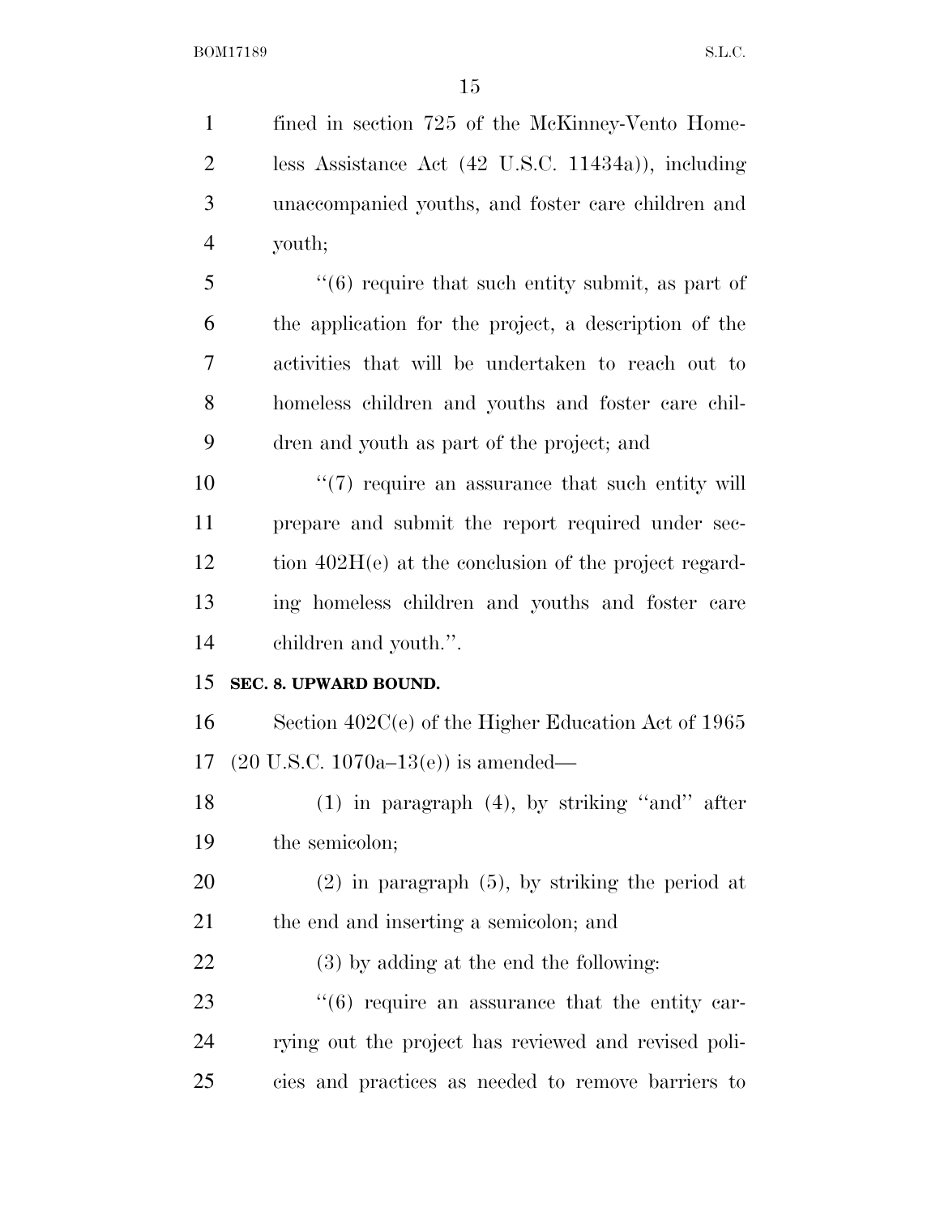fined in section 725 of the McKinney-Vento Homeless Assistance Act (42 U.S.C. 11434a)), including unaccompanied youths, and foster care children and youth;

"(6) require that such entity submit, as part of the application for the project, a description of the activities that will be undertaken to reach out to homeless children and youths and foster care children and youth as part of the project; and

"(7) require an assurance that such entity will prepare and submit the report required under section 402H(e) at the conclusion of the project regarding homeless children and youths and foster care children and youth.".

**SEC. 8. UPWARD BOUND.**

Section 402C(e) of the Higher Education Act of 1965 (20 U.S.C. 1070a–13(e)) is amended—

(1) in paragraph (4), by striking "and" after the semicolon;

(2) in paragraph (5), by striking the period at the end and inserting a semicolon; and

(3) by adding at the end the following:

"(6) require an assurance that the entity carrying out the project has reviewed and revised policies and practices as needed to remove barriers to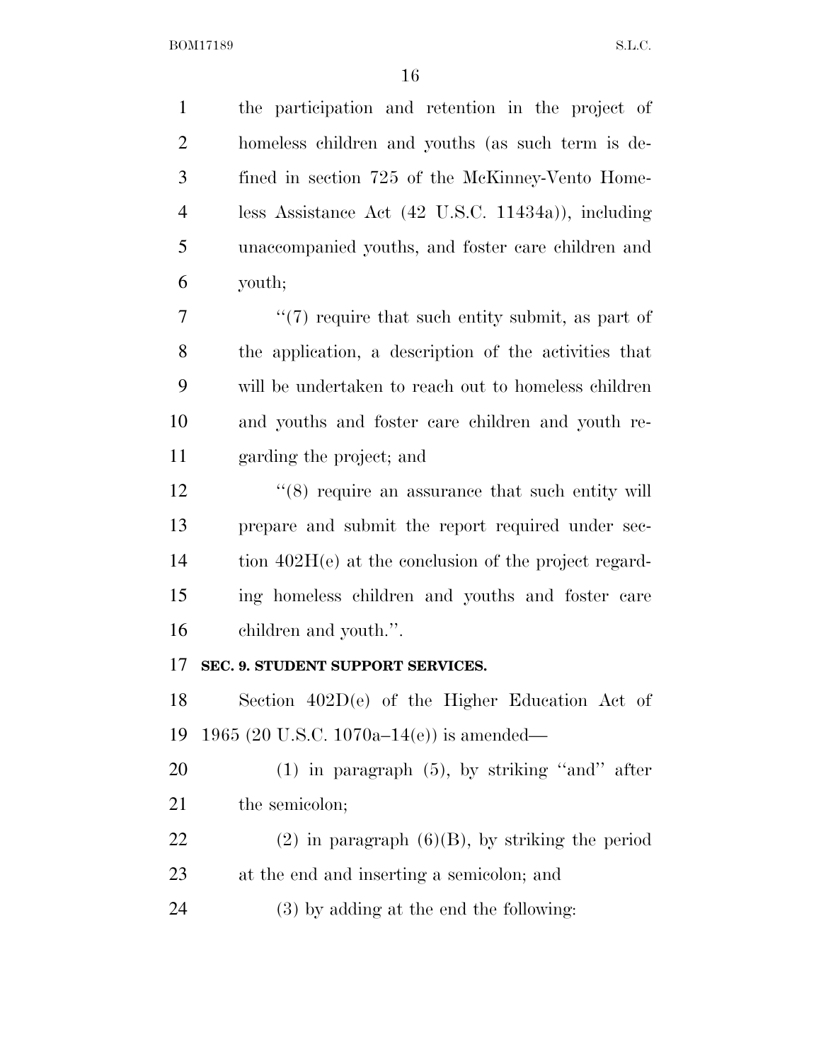the participation and retention in the project of homeless children and youths (as such term is defined in section 725 of the McKinney-Vento Homeless Assistance Act (42 U.S.C. 11434a)), including unaccompanied youths, and foster care children and youth;

''(7) require that such entity submit, as part of the application, a description of the activities that will be undertaken to reach out to homeless children and youths and foster care children and youth regarding the project; and

''(8) require an assurance that such entity will prepare and submit the report required under section 402H(e) at the conclusion of the project regarding homeless children and youths and foster care children and youth.''.

**SEC. 9. STUDENT SUPPORT SERVICES.**

Section 402D(e) of the Higher Education Act of 1965 (20 U.S.C. 1070a–14(e)) is amended—

(1) in paragraph (5), by striking ''and'' after the semicolon;

(2) in paragraph (6)(B), by striking the period at the end and inserting a semicolon; and

(3) by adding at the end the following: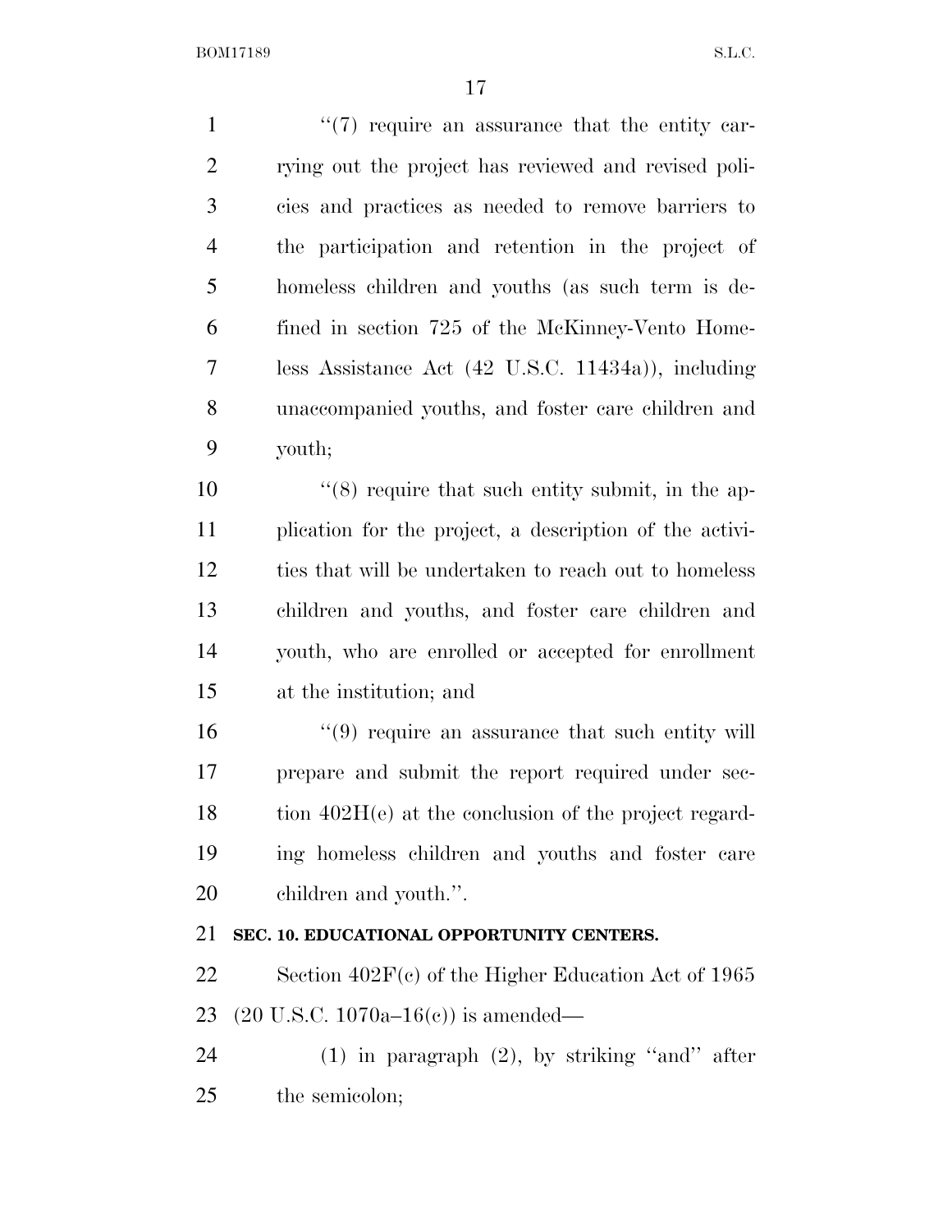"(7) require an assurance that the entity carrying out the project has reviewed and revised policies and practices as needed to remove barriers to the participation and retention in the project of homeless children and youths (as such term is defined in section 725 of the McKinney-Vento Homeless Assistance Act (42 U.S.C. 11434a)), including unaccompanied youths, and foster care children and youth;

"(8) require that such entity submit, in the application for the project, a description of the activities that will be undertaken to reach out to homeless children and youths, and foster care children and youth, who are enrolled or accepted for enrollment at the institution; and

"(9) require an assurance that such entity will prepare and submit the report required under section 402H(e) at the conclusion of the project regarding homeless children and youths and foster care children and youth.".

**SEC. 10. EDUCATIONAL OPPORTUNITY CENTERS.**

Section 402F(c) of the Higher Education Act of 1965 (20 U.S.C. 1070a–16(c)) is amended—

(1) in paragraph (2), by striking "and" after the semicolon;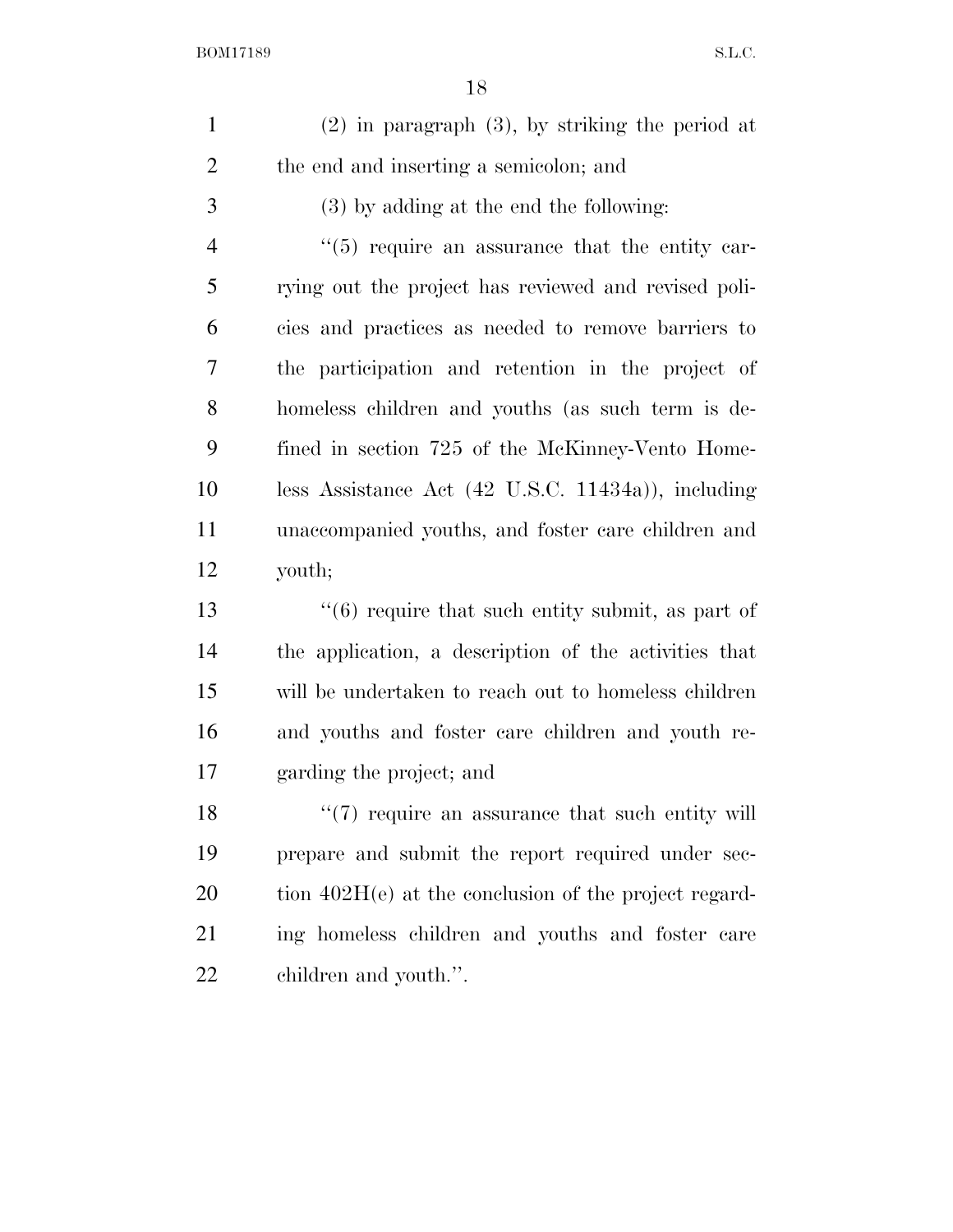(2) in paragraph (3), by striking the period at the end and inserting a semicolon; and

(3) by adding at the end the following:

"(5) require an assurance that the entity carrying out the project has reviewed and revised policies and practices as needed to remove barriers to the participation and retention in the project of homeless children and youths (as such term is defined in section 725 of the McKinney-Vento Homeless Assistance Act (42 U.S.C. 11434a)), including unaccompanied youths, and foster care children and youth;

"(6) require that such entity submit, as part of the application, a description of the activities that will be undertaken to reach out to homeless children and youths and foster care children and youth regarding the project; and

"(7) require an assurance that such entity will prepare and submit the report required under section 402H(e) at the conclusion of the project regarding homeless children and youths and foster care children and youth.".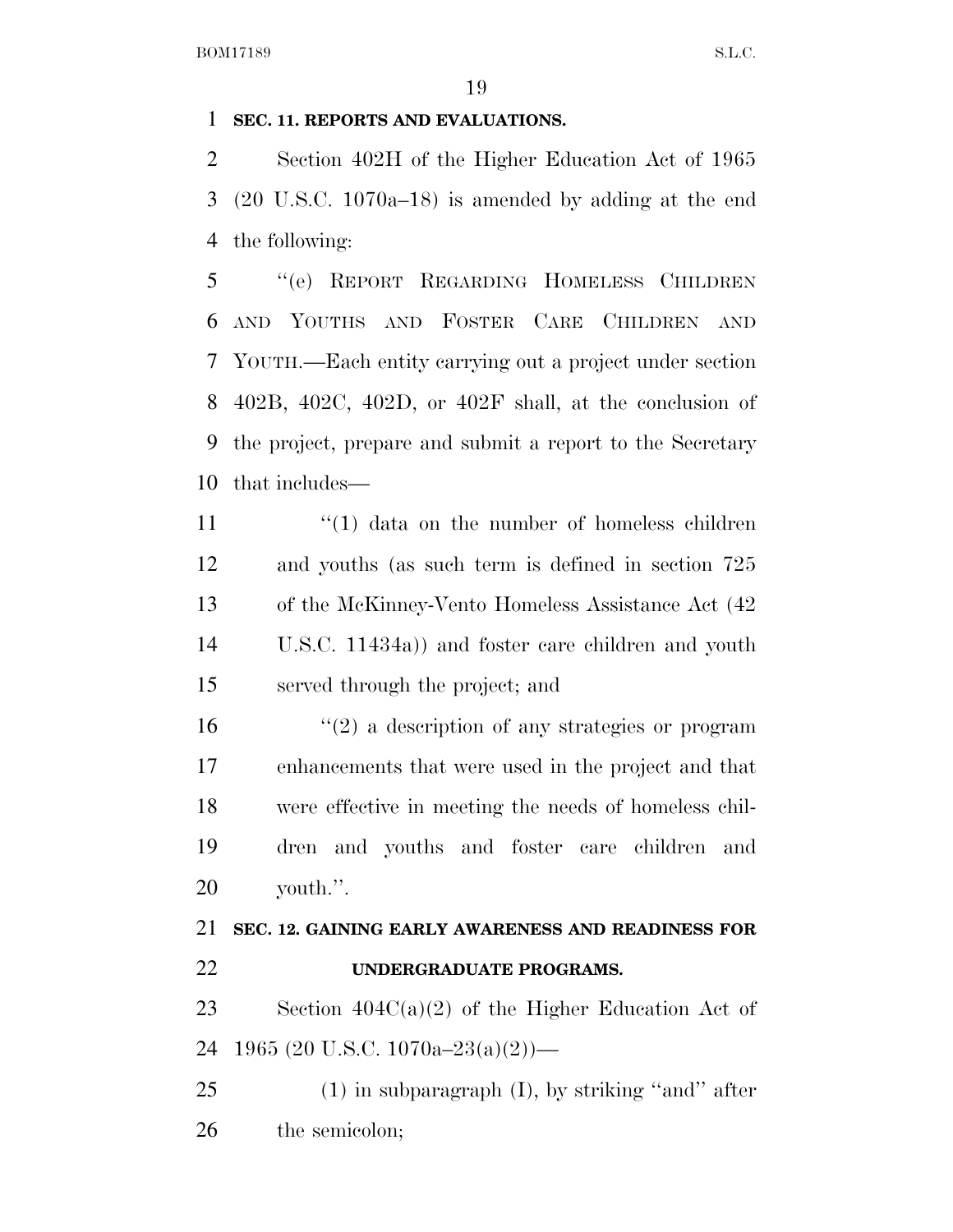**SEC. 11. REPORTS AND EVALUATIONS.**

Section 402H of the Higher Education Act of 1965 (20 U.S.C. 1070a–18) is amended by adding at the end the following:

''(e) REPORT REGARDING HOMELESS CHILDREN AND YOUTHS AND FOSTER CARE CHILDREN AND YOUTH.—Each entity carrying out a project under section 402B, 402C, 402D, or 402F shall, at the conclusion of the project, prepare and submit a report to the Secretary that includes—

''(1) data on the number of homeless children and youths (as such term is defined in section 725 of the McKinney-Vento Homeless Assistance Act (42 U.S.C. 11434a)) and foster care children and youth served through the project; and

''(2) a description of any strategies or program enhancements that were used in the project and that were effective in meeting the needs of homeless children and youths and foster care children and youth.''.

**SEC. 12. GAINING EARLY AWARENESS AND READINESS FOR UNDERGRADUATE PROGRAMS.**

Section 404C(a)(2) of the Higher Education Act of 1965 (20 U.S.C. 1070a–23(a)(2))—

(1) in subparagraph (I), by striking ''and'' after the semicolon;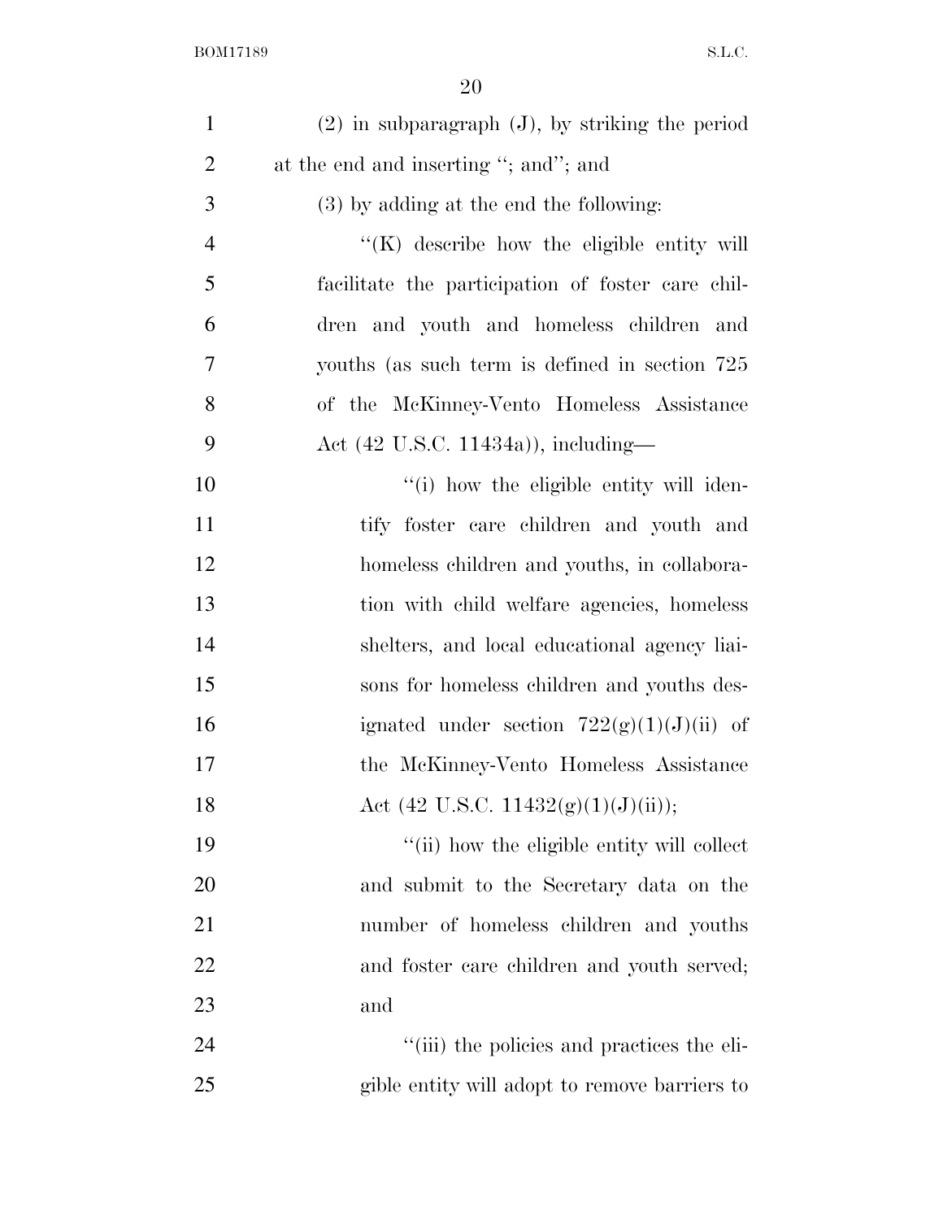(2) in subparagraph (J), by striking the period at the end and inserting "; and"; and

(3) by adding at the end the following:

"(K) describe how the eligible entity will facilitate the participation of foster care children and youth and homeless children and youths (as such term is defined in section 725 of the McKinney-Vento Homeless Assistance Act (42 U.S.C. 11434a)), including—

"(i) how the eligible entity will identify foster care children and youth and homeless children and youths, in collaboration with child welfare agencies, homeless shelters, and local educational agency liaisons for homeless children and youths designated under section 722(g)(1)(J)(ii) of the McKinney-Vento Homeless Assistance Act (42 U.S.C. 11432(g)(1)(J)(ii));

"(ii) how the eligible entity will collect and submit to the Secretary data on the number of homeless children and youths and foster care children and youth served; and

"(iii) the policies and practices the eligible entity will adopt to remove barriers to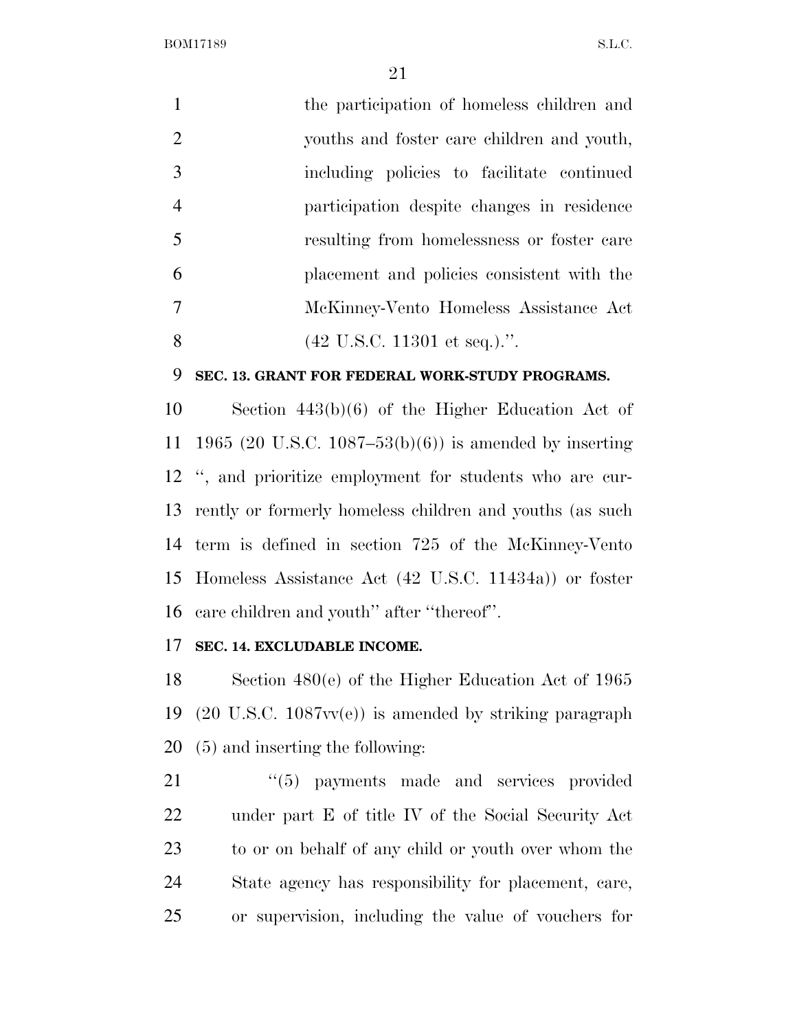the participation of homeless children and youths and foster care children and youth, including policies to facilitate continued participation despite changes in residence resulting from homelessness or foster care placement and policies consistent with the McKinney-Vento Homeless Assistance Act (42 U.S.C. 11301 et seq.).''.

**SEC. 13. GRANT FOR FEDERAL WORK-STUDY PROGRAMS.**

Section 443(b)(6) of the Higher Education Act of 1965 (20 U.S.C. 1087–53(b)(6)) is amended by inserting '', and prioritize employment for students who are currently or formerly homeless children and youths (as such term is defined in section 725 of the McKinney-Vento Homeless Assistance Act (42 U.S.C. 11434a)) or foster care children and youth'' after ''thereof''.

**SEC. 14. EXCLUDABLE INCOME.**

Section 480(e) of the Higher Education Act of 1965 (20 U.S.C. 1087vv(e)) is amended by striking paragraph (5) and inserting the following:

''(5) payments made and services provided under part E of title IV of the Social Security Act to or on behalf of any child or youth over whom the State agency has responsibility for placement, care, or supervision, including the value of vouchers for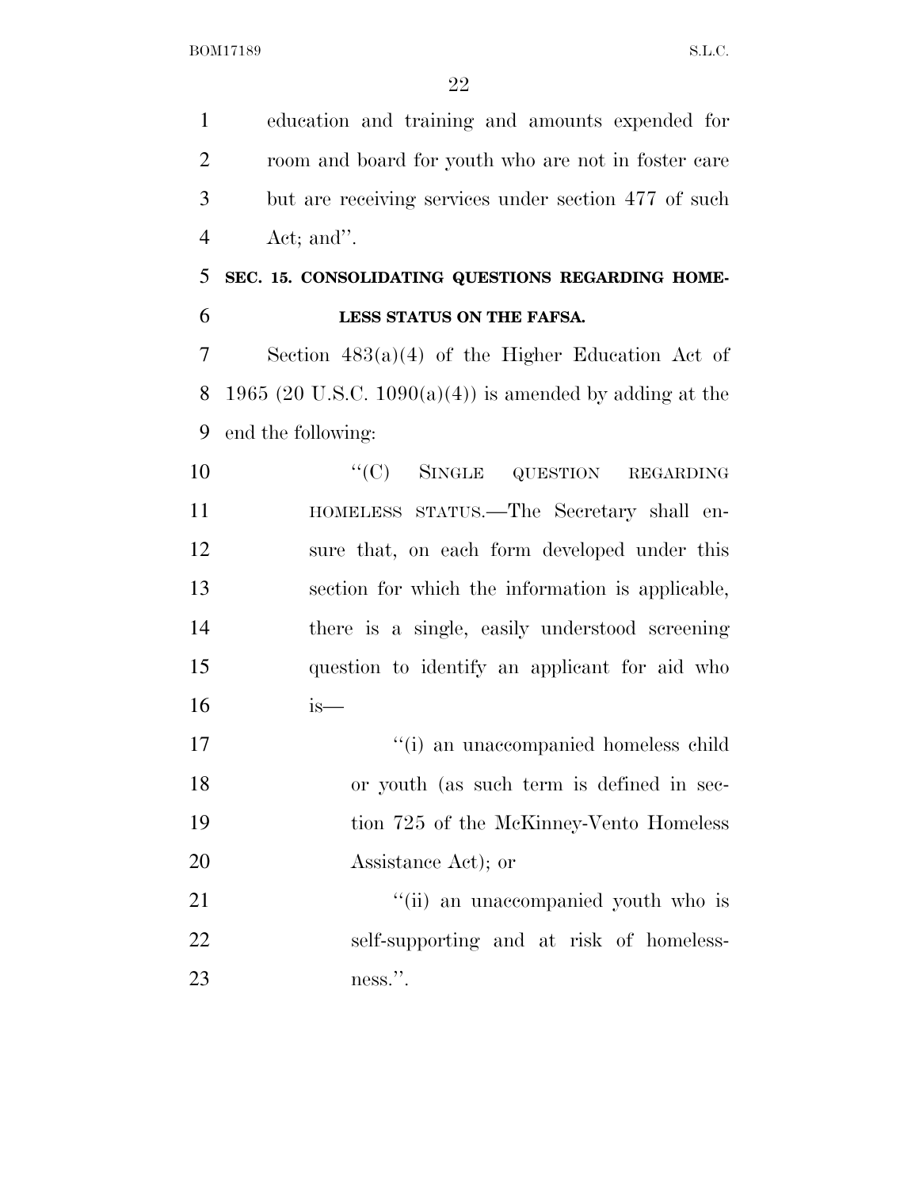education and training and amounts expended for room and board for youth who are not in foster care but are receiving services under section 477 of such Act; and''.

**SEC. 15. CONSOLIDATING QUESTIONS REGARDING HOMELESS STATUS ON THE FAFSA.**

Section 483(a)(4) of the Higher Education Act of 1965 (20 U.S.C. 1090(a)(4)) is amended by adding at the end the following:

> ''(C) SINGLE QUESTION REGARDING HOMELESS STATUS.—The Secretary shall ensure that, on each form developed under this section for which the information is applicable, there is a single, easily understood screening question to identify an applicant for aid who is—
>
> > ''(i) an unaccompanied homeless child or youth (as such term is defined in section 725 of the McKinney-Vento Homeless Assistance Act); or
> >
> > ''(ii) an unaccompanied youth who is self-supporting and at risk of homelessness.''.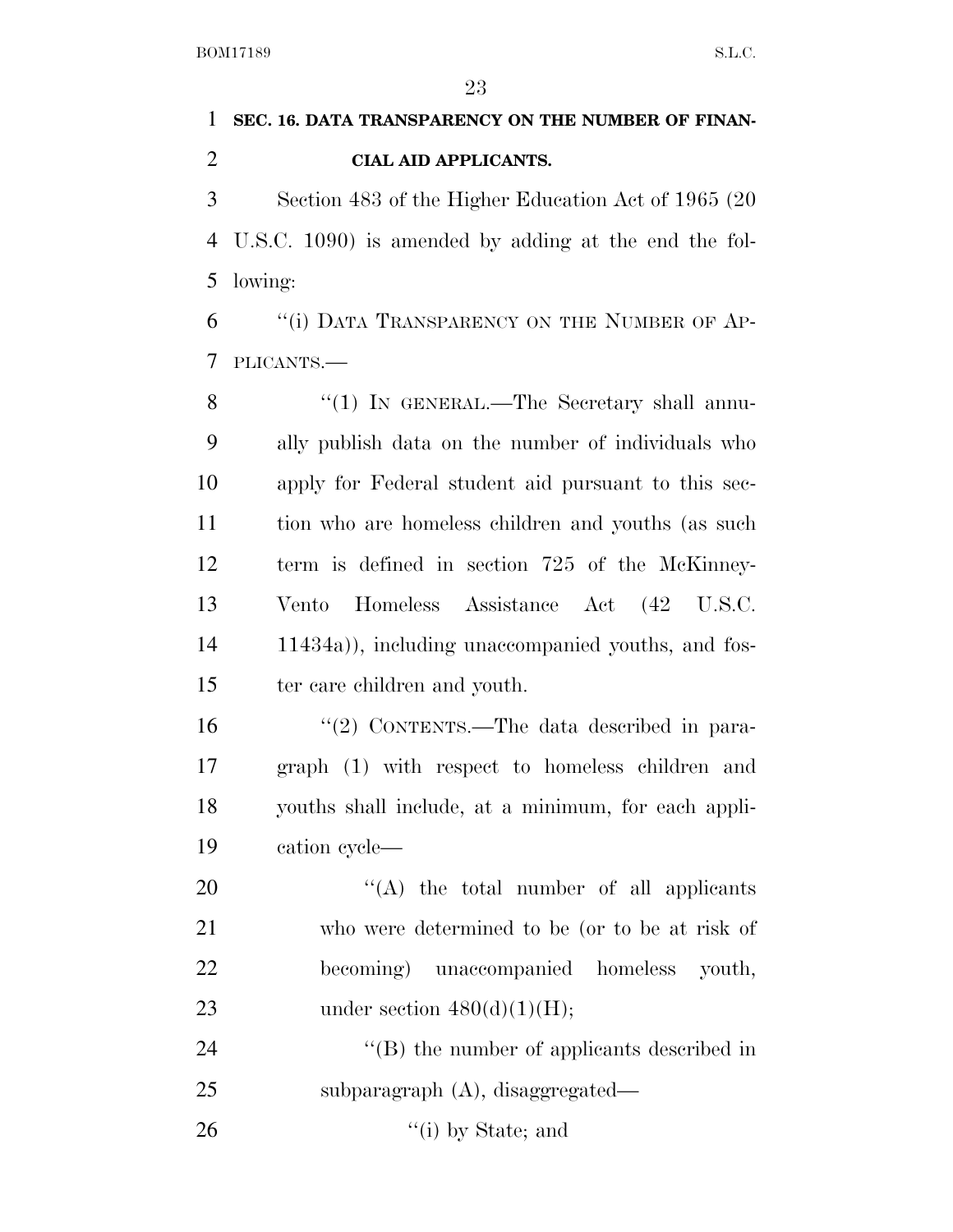**SEC. 16. DATA TRANSPARENCY ON THE NUMBER OF FINANCIAL AID APPLICANTS.**

Section 483 of the Higher Education Act of 1965 (20 U.S.C. 1090) is amended by adding at the end the following:

"(i) DATA TRANSPARENCY ON THE NUMBER OF APPLICANTS.—

"(1) IN GENERAL.—The Secretary shall annually publish data on the number of individuals who apply for Federal student aid pursuant to this section who are homeless children and youths (as such term is defined in section 725 of the McKinney-Vento Homeless Assistance Act (42 U.S.C. 11434a)), including unaccompanied youths, and foster care children and youth.

"(2) CONTENTS.—The data described in paragraph (1) with respect to homeless children and youths shall include, at a minimum, for each application cycle—

"(A) the total number of all applicants who were determined to be (or to be at risk of becoming) unaccompanied homeless youth, under section 480(d)(1)(H);

"(B) the number of applicants described in subparagraph (A), disaggregated—

"(i) by State; and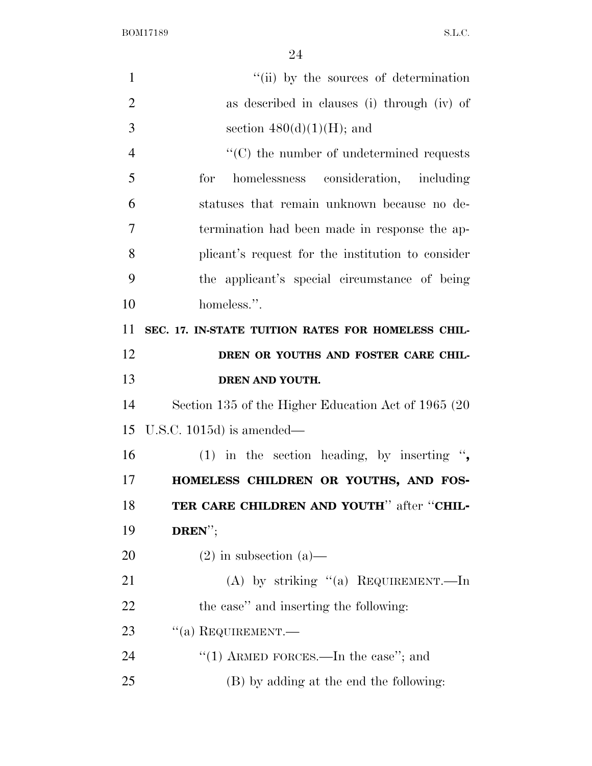"(ii) by the sources of determination as described in clauses (i) through (iv) of section 480(d)(1)(H); and

"(C) the number of undetermined requests for homelessness consideration, including statuses that remain unknown because no determination had been made in response the applicant's request for the institution to consider the applicant's special circumstance of being homeless.".

**SEC. 17. IN-STATE TUITION RATES FOR HOMELESS CHILDREN OR YOUTHS AND FOSTER CARE CHILDREN AND YOUTH.**

Section 135 of the Higher Education Act of 1965 (20 U.S.C. 1015d) is amended—

(1) in the section heading, by inserting "**, HOMELESS CHILDREN OR YOUTHS, AND FOSTER CARE CHILDREN AND YOUTH**" after "**CHILDREN**";

(2) in subsection (a)—

(A) by striking "(a) REQUIREMENT.—In the case" and inserting the following:

"(a) REQUIREMENT.—

"(1) ARMED FORCES.—In the case"; and

(B) by adding at the end the following: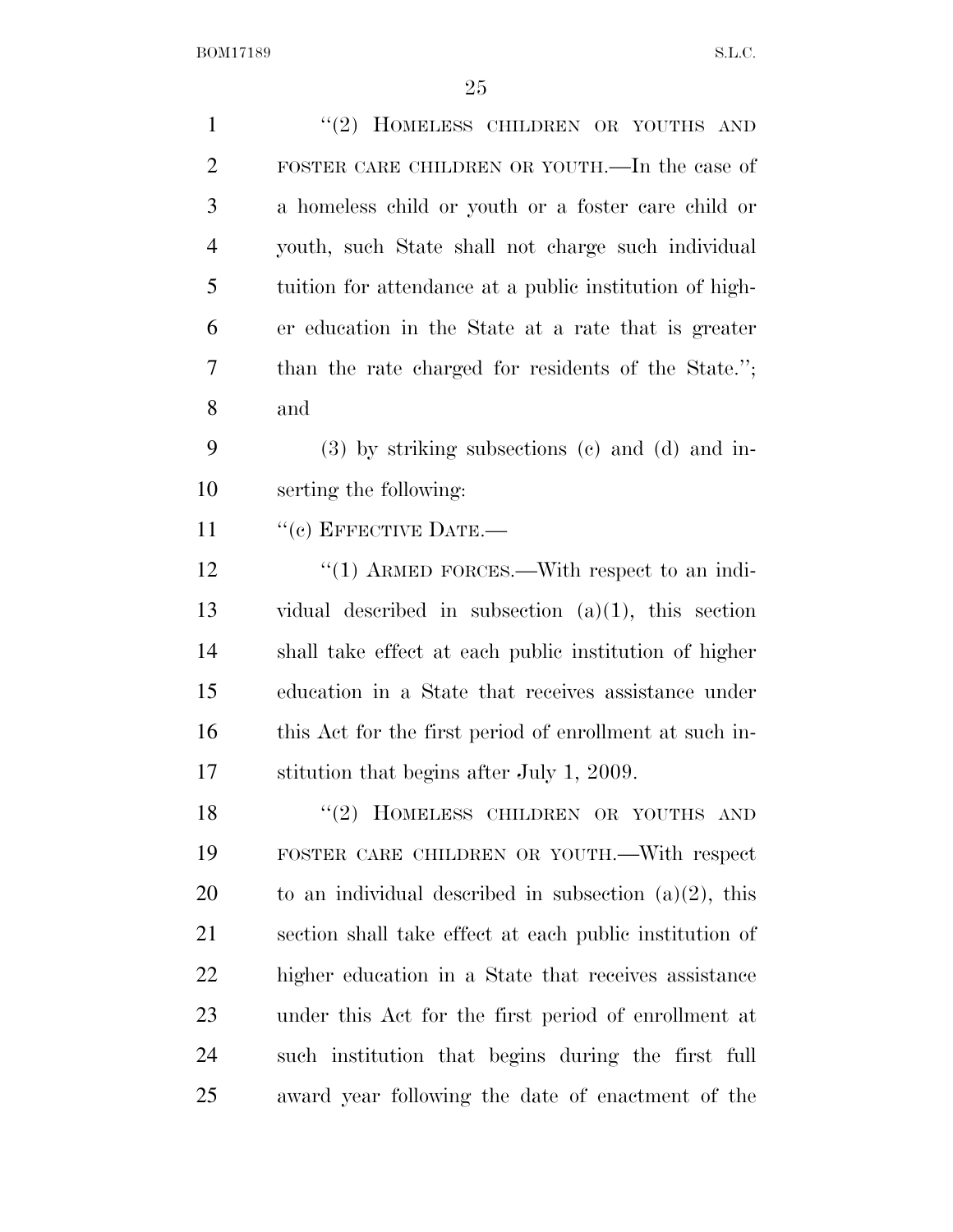"(2) HOMELESS CHILDREN OR YOUTHS AND FOSTER CARE CHILDREN OR YOUTH.—In the case of a homeless child or youth or a foster care child or youth, such State shall not charge such individual tuition for attendance at a public institution of higher education in the State at a rate that is greater than the rate charged for residents of the State."; and

(3) by striking subsections (c) and (d) and inserting the following:

"(c) EFFECTIVE DATE.—

"(1) ARMED FORCES.—With respect to an individual described in subsection (a)(1), this section shall take effect at each public institution of higher education in a State that receives assistance under this Act for the first period of enrollment at such institution that begins after July 1, 2009.

"(2) HOMELESS CHILDREN OR YOUTHS AND FOSTER CARE CHILDREN OR YOUTH.—With respect to an individual described in subsection (a)(2), this section shall take effect at each public institution of higher education in a State that receives assistance under this Act for the first period of enrollment at such institution that begins during the first full award year following the date of enactment of the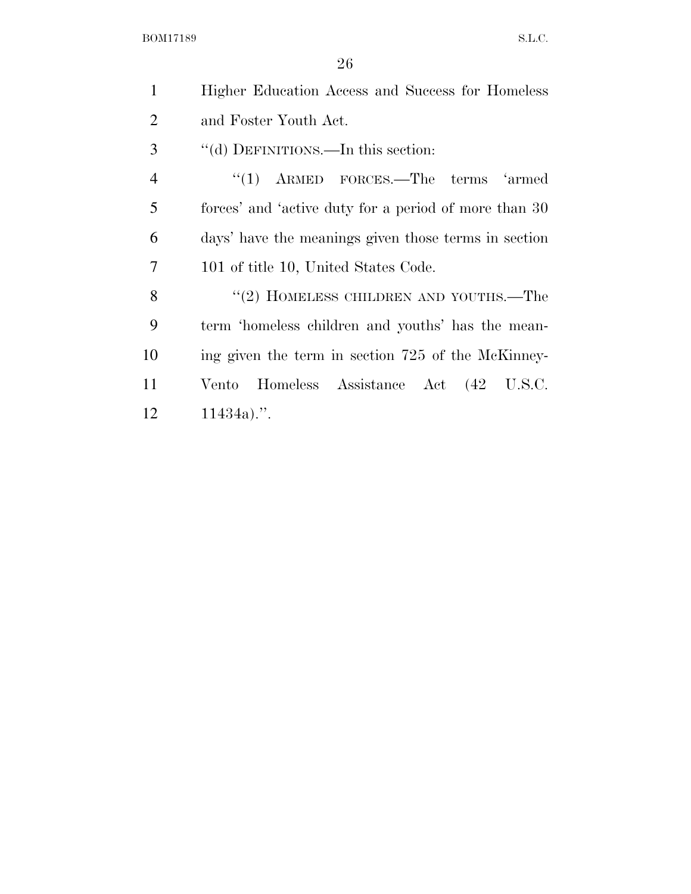Higher Education Access and Success for Homeless and Foster Youth Act.

''(d) DEFINITIONS.—In this section:

''(1) ARMED FORCES.—The terms 'armed forces' and 'active duty for a period of more than 30 days' have the meanings given those terms in section 101 of title 10, United States Code.

''(2) HOMELESS CHILDREN AND YOUTHS.—The term 'homeless children and youths' has the meaning given the term in section 725 of the McKinney-Vento Homeless Assistance Act (42 U.S.C. 11434a).''.